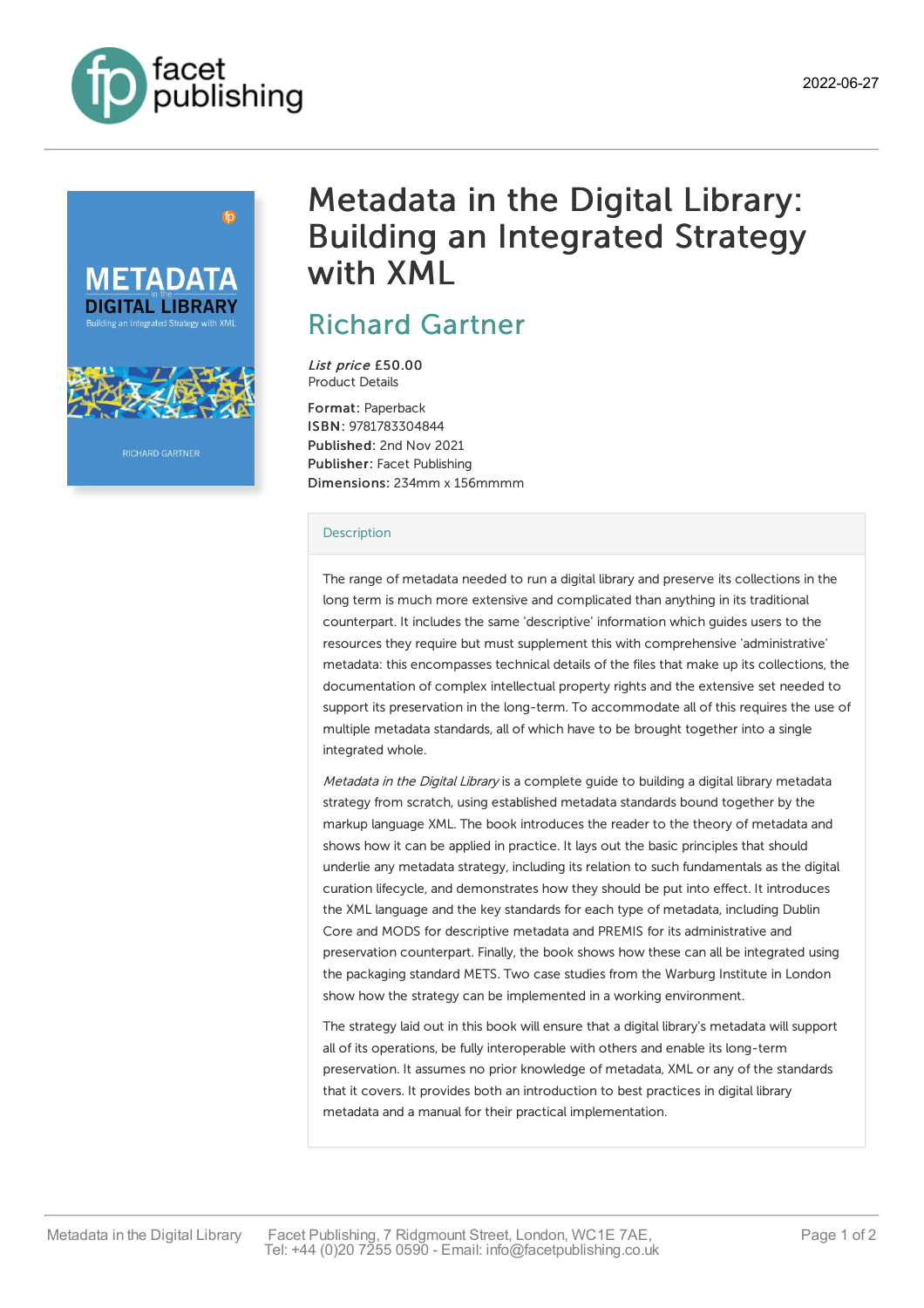# Metadata in the Digital Library: Building an Integrated Strategy with XML

## Richard Gartner

*List price* £50.00
Product Details

**Format:** Paperback
**ISBN:** 9781783304844
**Published:** 2nd Nov 2021
**Publisher:** Facet Publishing
**Dimensions:** 234mm x 156mmmm

### Description

The range of metadata needed to run a digital library and preserve its collections in the long term is much more extensive and complicated than anything in its traditional counterpart. It includes the same 'descriptive' information which guides users to the resources they require but must supplement this with comprehensive 'administrative' metadata: this encompasses technical details of the files that make up its collections, the documentation of complex intellectual property rights and the extensive set needed to support its preservation in the long-term. To accommodate all of this requires the use of multiple metadata standards, all of which have to be brought together into a single integrated whole.

*Metadata in the Digital Library* is a complete guide to building a digital library metadata strategy from scratch, using established metadata standards bound together by the markup language XML. The book introduces the reader to the theory of metadata and shows how it can be applied in practice. It lays out the basic principles that should underlie any metadata strategy, including its relation to such fundamentals as the digital curation lifecycle, and demonstrates how they should be put into effect. It introduces the XML language and the key standards for each type of metadata, including Dublin Core and MODS for descriptive metadata and PREMIS for its administrative and preservation counterpart. Finally, the book shows how these can all be integrated using the packaging standard METS. Two case studies from the Warburg Institute in London show how the strategy can be implemented in a working environment.

The strategy laid out in this book will ensure that a digital library's metadata will support all of its operations, be fully interoperable with others and enable its long-term preservation. It assumes no prior knowledge of metadata, XML or any of the standards that it covers. It provides both an introduction to best practices in digital library metadata and a manual for their practical implementation.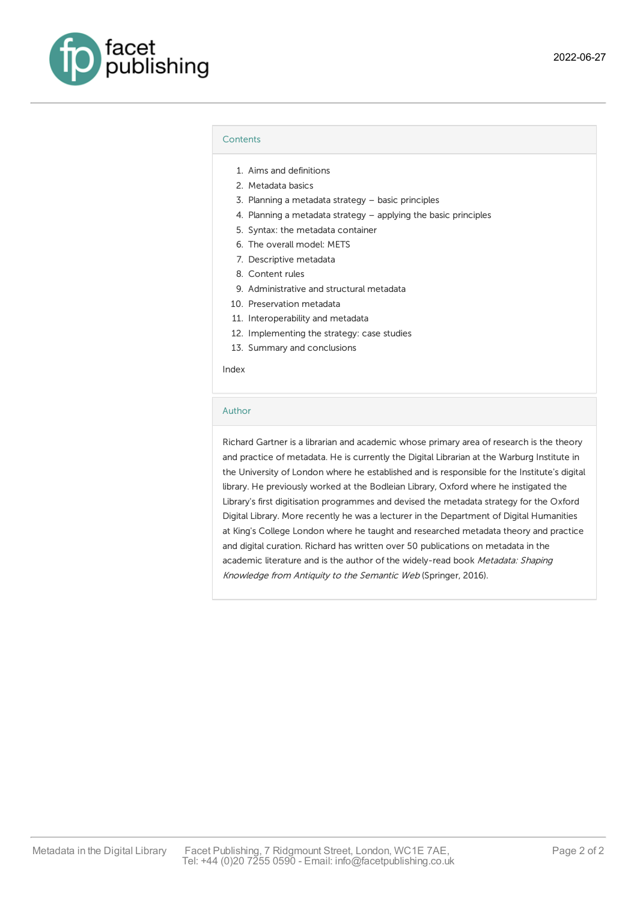## Contents

1. Aims and definitions
2. Metadata basics
3. Planning a metadata strategy – basic principles
4. Planning a metadata strategy – applying the basic principles
5. Syntax: the metadata container
6. The overall model: METS
7. Descriptive metadata
8. Content rules
9. Administrative and structural metadata
10. Preservation metadata
11. Interoperability and metadata
12. Implementing the strategy: case studies
13. Summary and conclusions

Index

## Author

Richard Gartner is a librarian and academic whose primary area of research is the theory and practice of metadata. He is currently the Digital Librarian at the Warburg Institute in the University of London where he established and is responsible for the Institute's digital library. He previously worked at the Bodleian Library, Oxford where he instigated the Library's first digitisation programmes and devised the metadata strategy for the Oxford Digital Library. More recently he was a lecturer in the Department of Digital Humanities at King's College London where he taught and researched metadata theory and practice and digital curation. Richard has written over 50 publications on metadata in the academic literature and is the author of the widely-read book *Metadata: Shaping Knowledge from Antiquity to the Semantic Web* (Springer, 2016).